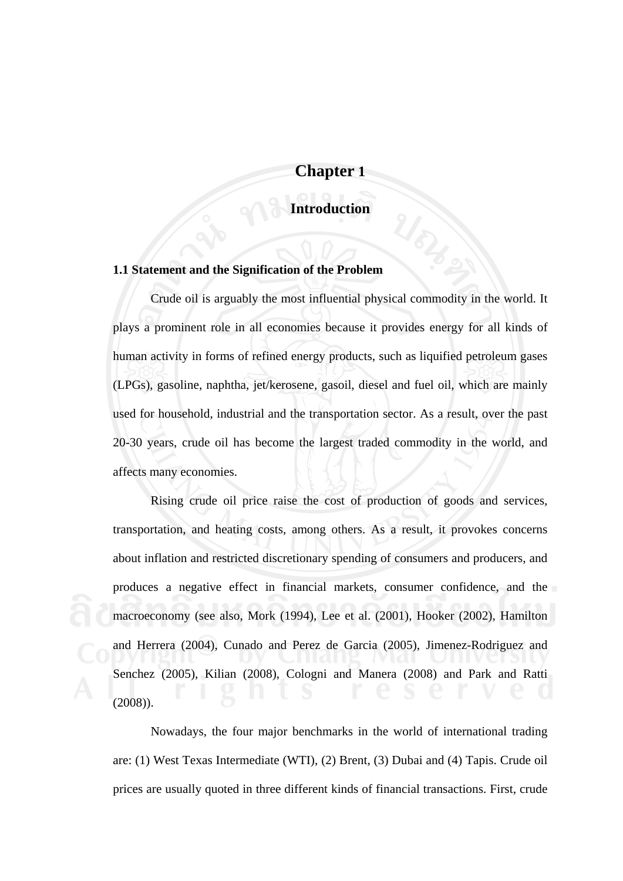# Chapter 1

## Introduction

### 1.1 Statement and the Signification of the Problem

Crude oil is arguably the most influential physical commodity in the world. It plays a prominent role in all economies because it provides energy for all kinds of human activity in forms of refined energy products, such as liquified petroleum gases (LPGs), gasoline, naphtha, jet/kerosene, gasoil, diesel and fuel oil, which are mainly used for household, industrial and the transportation sector. As a result, over the past 20-30 years, crude oil has become the largest traded commodity in the world, and affects many economies.

Rising crude oil price raise the cost of production of goods and services, transportation, and heating costs, among others. As a result, it provokes concerns about inflation and restricted discretionary spending of consumers and producers, and produces a negative effect in financial markets, consumer confidence, and the macroeconomy (see also, Mork (1994), Lee et al. (2001), Hooker (2002), Hamilton and Herrera (2004), Cunado and Perez de Garcia (2005), Jimenez-Rodriguez and Senchez (2005), Kilian (2008), Cologni and Manera (2008) and Park and Ratti (2008)).

Nowadays, the four major benchmarks in the world of international trading are: (1) West Texas Intermediate (WTI), (2) Brent, (3) Dubai and (4) Tapis. Crude oil prices are usually quoted in three different kinds of financial transactions. First, crude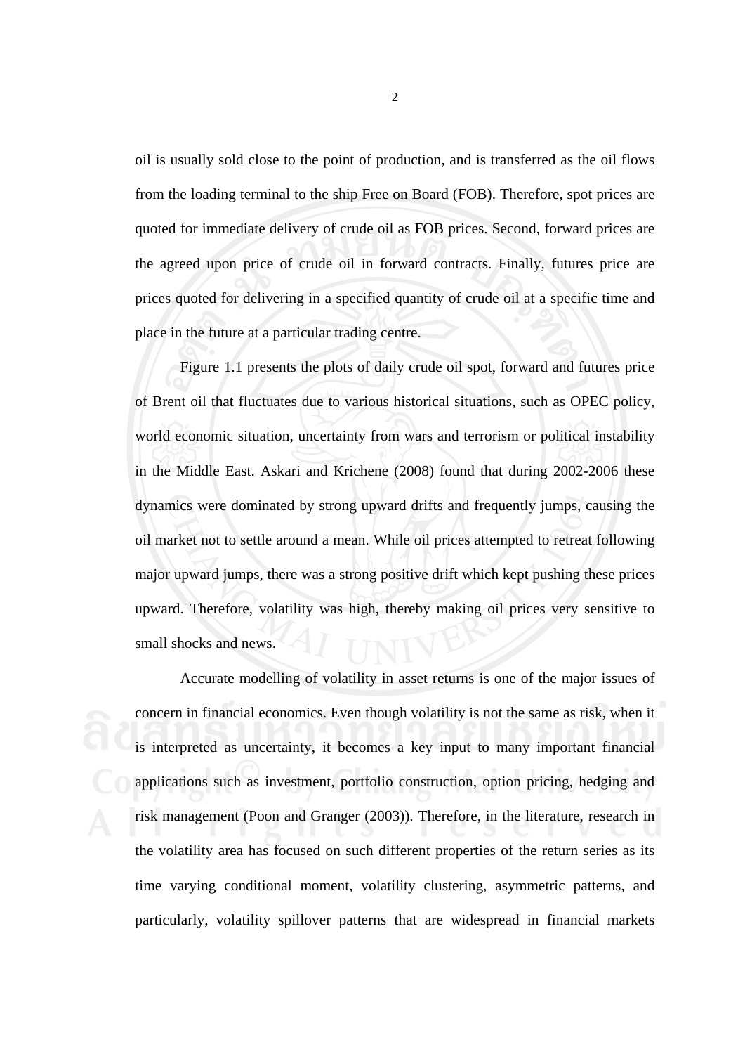oil is usually sold close to the point of production, and is transferred as the oil flows from the loading terminal to the ship Free on Board (FOB). Therefore, spot prices are quoted for immediate delivery of crude oil as FOB prices. Second, forward prices are the agreed upon price of crude oil in forward contracts. Finally, futures price are prices quoted for delivering in a specified quantity of crude oil at a specific time and place in the future at a particular trading centre.

Figure 1.1 presents the plots of daily crude oil spot, forward and futures price of Brent oil that fluctuates due to various historical situations, such as OPEC policy, world economic situation, uncertainty from wars and terrorism or political instability in the Middle East. Askari and Krichene (2008) found that during 2002-2006 these dynamics were dominated by strong upward drifts and frequently jumps, causing the oil market not to settle around a mean. While oil prices attempted to retreat following major upward jumps, there was a strong positive drift which kept pushing these prices upward. Therefore, volatility was high, thereby making oil prices very sensitive to small shocks and news.

Accurate modelling of volatility in asset returns is one of the major issues of concern in financial economics. Even though volatility is not the same as risk, when it is interpreted as uncertainty, it becomes a key input to many important financial applications such as investment, portfolio construction, option pricing, hedging and risk management (Poon and Granger (2003)). Therefore, in the literature, research in the volatility area has focused on such different properties of the return series as its time varying conditional moment, volatility clustering, asymmetric patterns, and particularly, volatility spillover patterns that are widespread in financial markets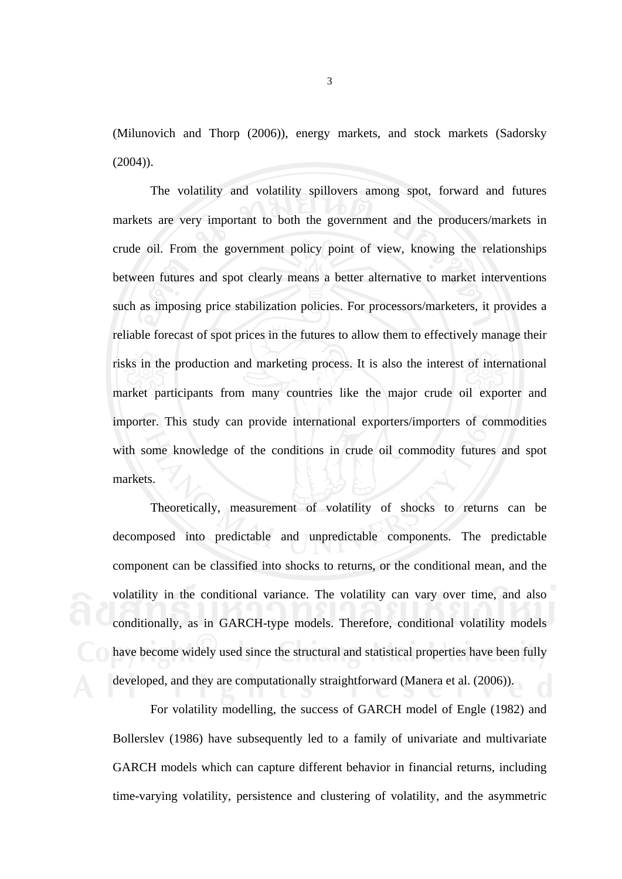(Milunovich and Thorp (2006)), energy markets, and stock markets (Sadorsky (2004)).

The volatility and volatility spillovers among spot, forward and futures markets are very important to both the government and the producers/markets in crude oil. From the government policy point of view, knowing the relationships between futures and spot clearly means a better alternative to market interventions such as imposing price stabilization policies. For processors/marketers, it provides a reliable forecast of spot prices in the futures to allow them to effectively manage their risks in the production and marketing process. It is also the interest of international market participants from many countries like the major crude oil exporter and importer. This study can provide international exporters/importers of commodities with some knowledge of the conditions in crude oil commodity futures and spot markets.

Theoretically, measurement of volatility of shocks to returns can be decomposed into predictable and unpredictable components. The predictable component can be classified into shocks to returns, or the conditional mean, and the volatility in the conditional variance. The volatility can vary over time, and also conditionally, as in GARCH-type models. Therefore, conditional volatility models have become widely used since the structural and statistical properties have been fully developed, and they are computationally straightforward (Manera et al. (2006)).

For volatility modelling, the success of GARCH model of Engle (1982) and Bollerslev (1986) have subsequently led to a family of univariate and multivariate GARCH models which can capture different behavior in financial returns, including time-varying volatility, persistence and clustering of volatility, and the asymmetric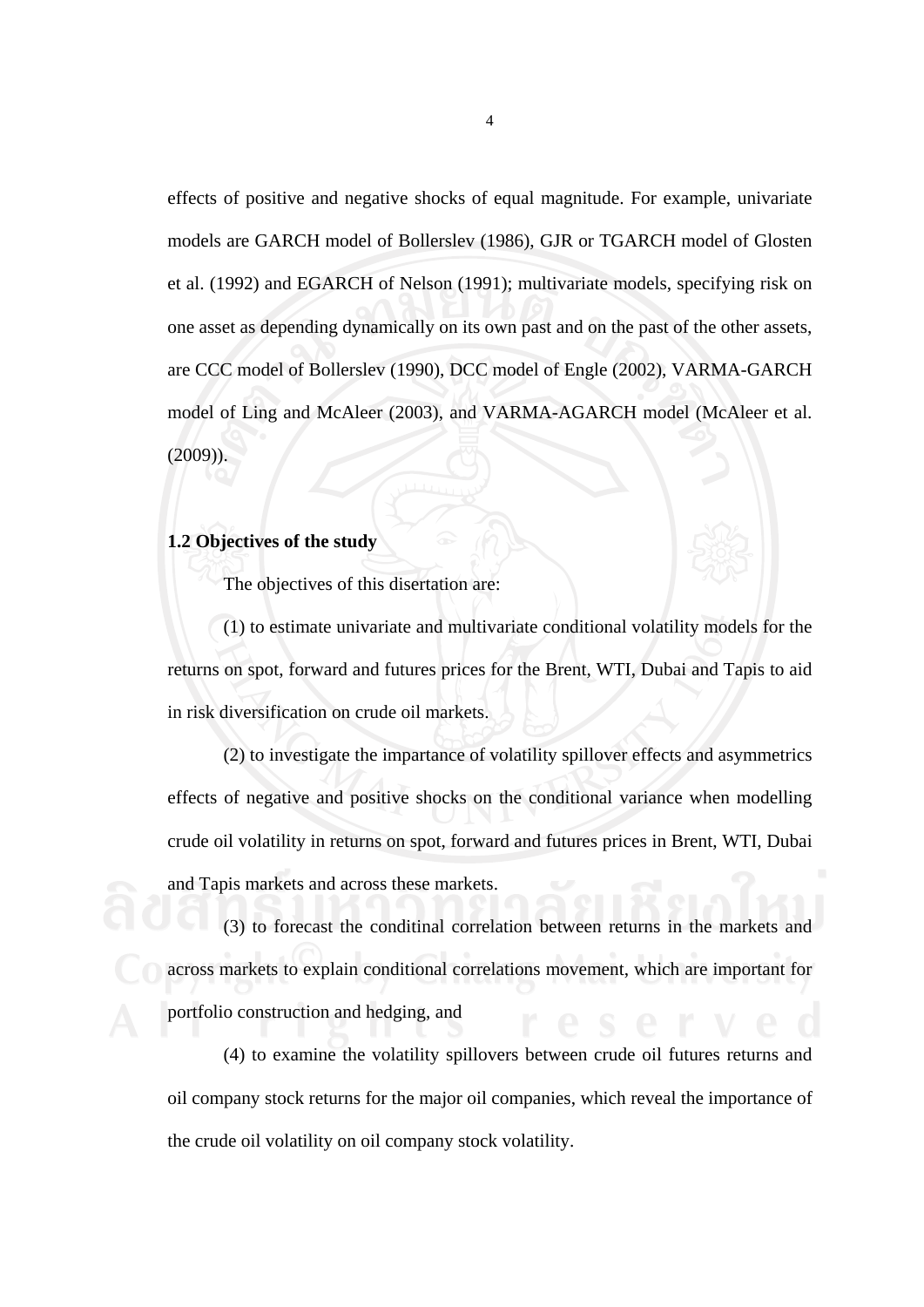effects of positive and negative shocks of equal magnitude. For example, univariate models are GARCH model of Bollerslev (1986), GJR or TGARCH model of Glosten et al. (1992) and EGARCH of Nelson (1991); multivariate models, specifying risk on one asset as depending dynamically on its own past and on the past of the other assets, are CCC model of Bollerslev (1990), DCC model of Engle (2002), VARMA-GARCH model of Ling and McAleer (2003), and VARMA-AGARCH model (McAleer et al. (2009)).

**1.2 Objectives of the study**

The objectives of this disertation are:

(1) to estimate univariate and multivariate conditional volatility models for the returns on spot, forward and futures prices for the Brent, WTI, Dubai and Tapis to aid in risk diversification on crude oil markets.

(2) to investigate the impartance of volatility spillover effects and asymmetrics effects of negative and positive shocks on the conditional variance when modelling crude oil volatility in returns on spot, forward and futures prices in Brent, WTI, Dubai and Tapis markets and across these markets.

(3) to forecast the conditinal correlation between returns in the markets and across markets to explain conditional correlations movement, which are important for portfolio construction and hedging, and

(4) to examine the volatility spillovers between crude oil futures returns and oil company stock returns for the major oil companies, which reveal the importance of the crude oil volatility on oil company stock volatility.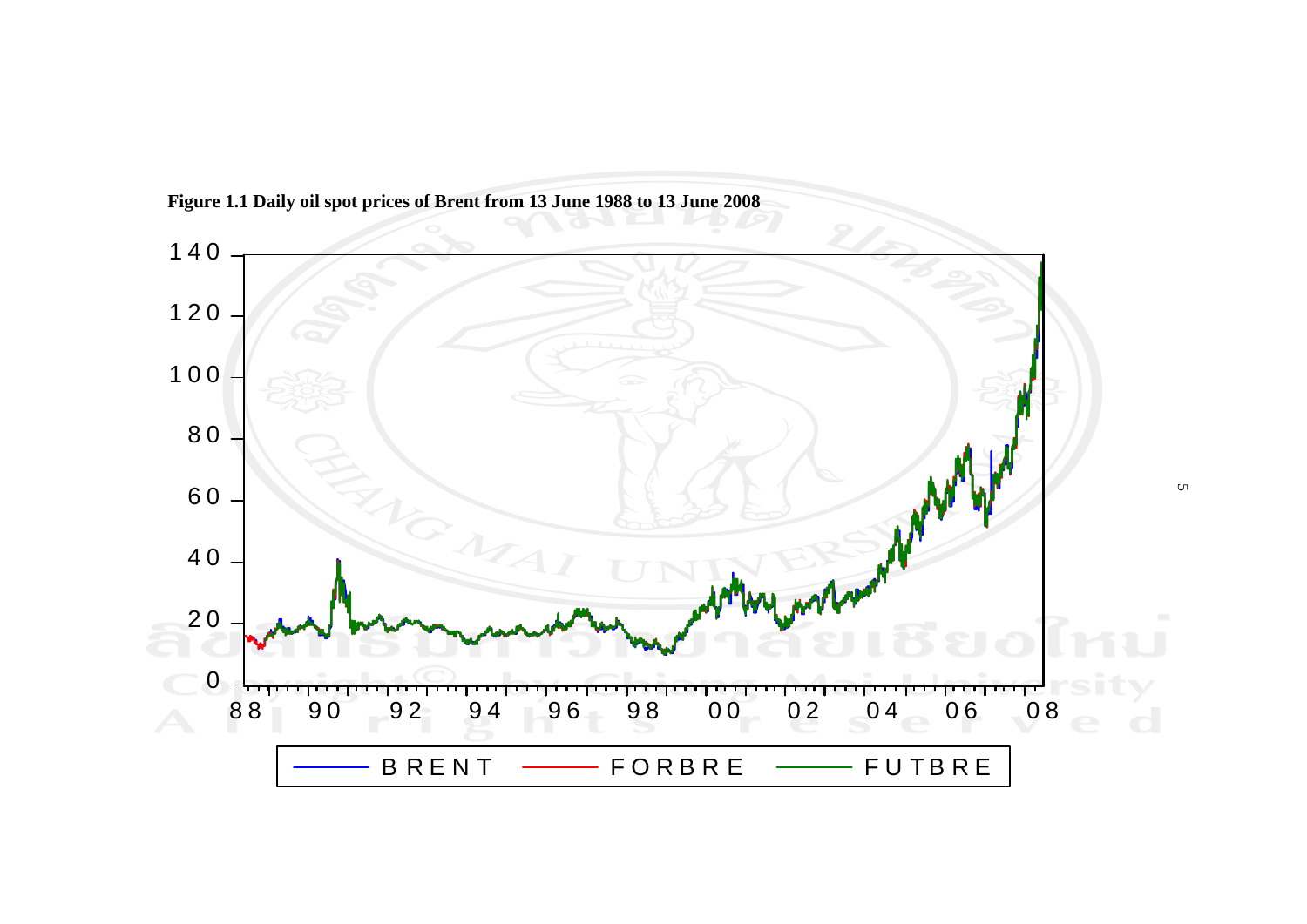**Figure 1.1 Daily oil spot prices of Brent from 13 June 1988 to 13 June 2008**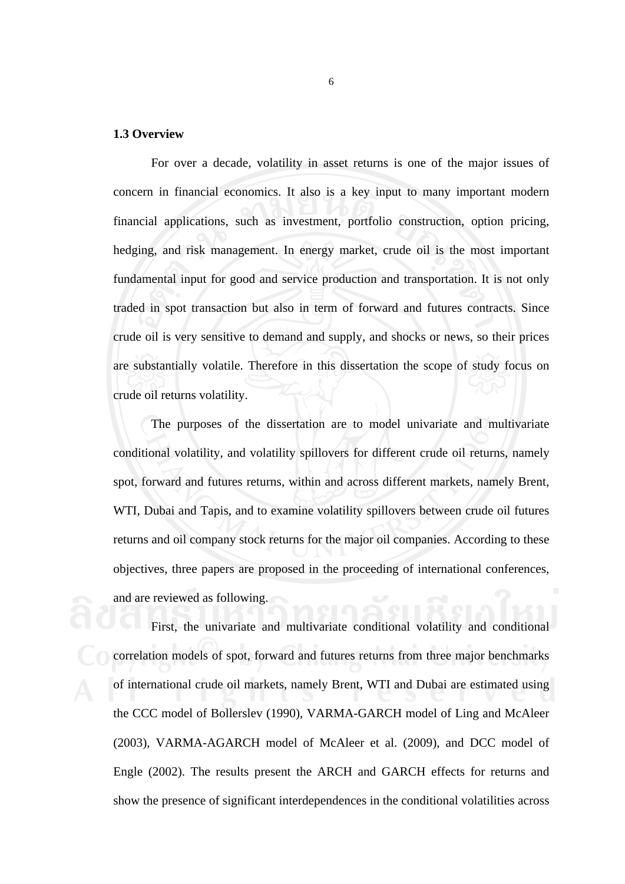### 1.3 Overview

For over a decade, volatility in asset returns is one of the major issues of concern in financial economics. It also is a key input to many important modern financial applications, such as investment, portfolio construction, option pricing, hedging, and risk management. In energy market, crude oil is the most important fundamental input for good and service production and transportation. It is not only traded in spot transaction but also in term of forward and futures contracts. Since crude oil is very sensitive to demand and supply, and shocks or news, so their prices are substantially volatile. Therefore in this dissertation the scope of study focus on crude oil returns volatility.

The purposes of the dissertation are to model univariate and multivariate conditional volatility, and volatility spillovers for different crude oil returns, namely spot, forward and futures returns, within and across different markets, namely Brent, WTI, Dubai and Tapis, and to examine volatility spillovers between crude oil futures returns and oil company stock returns for the major oil companies. According to these objectives, three papers are proposed in the proceeding of international conferences, and are reviewed as following.

First, the univariate and multivariate conditional volatility and conditional correlation models of spot, forward and futures returns from three major benchmarks of international crude oil markets, namely Brent, WTI and Dubai are estimated using the CCC model of Bollerslev (1990), VARMA-GARCH model of Ling and McAleer (2003), VARMA-AGARCH model of McAleer et al. (2009), and DCC model of Engle (2002). The results present the ARCH and GARCH effects for returns and show the presence of significant interdependences in the conditional volatilities across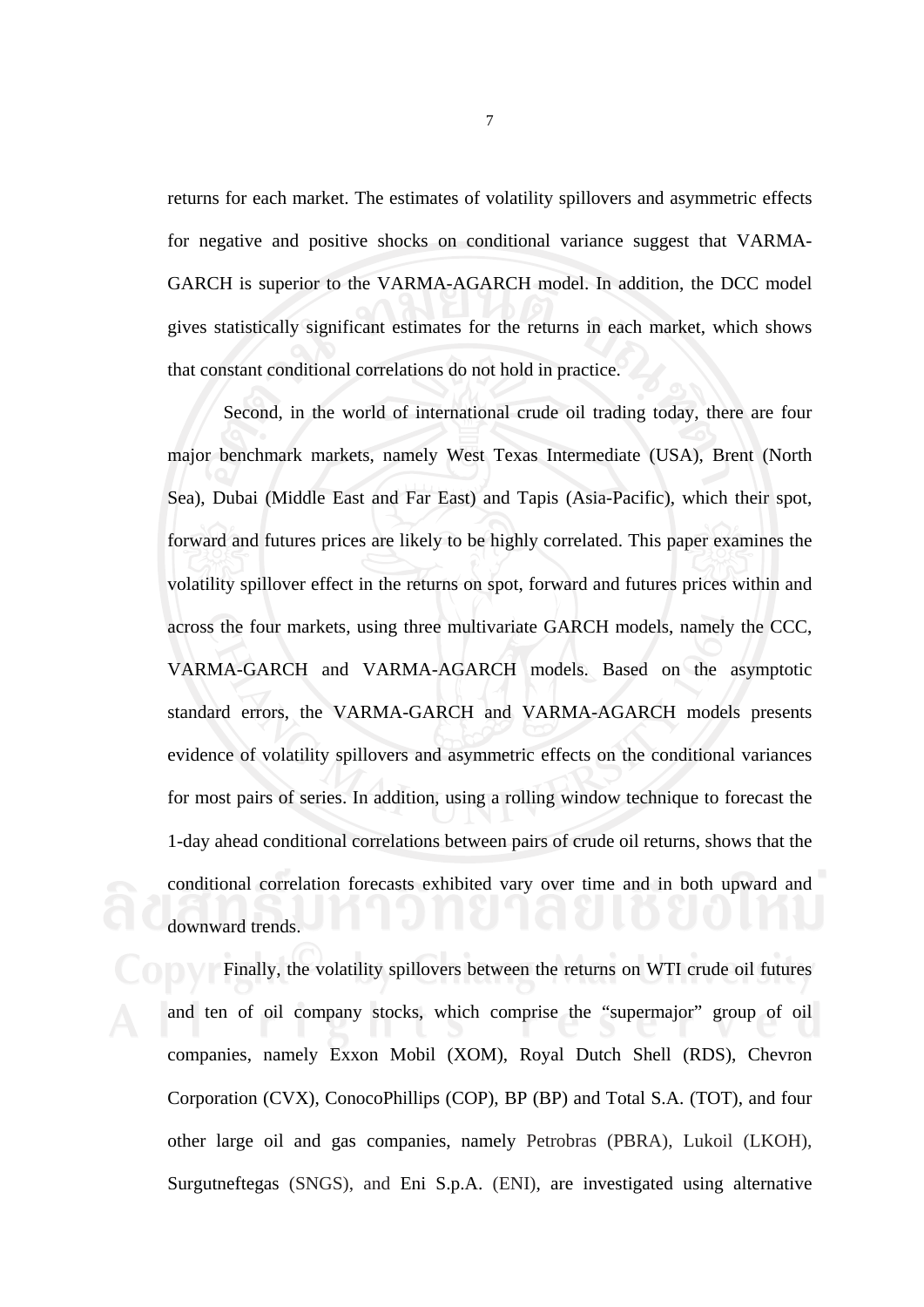returns for each market. The estimates of volatility spillovers and asymmetric effects for negative and positive shocks on conditional variance suggest that VARMA-GARCH is superior to the VARMA-AGARCH model. In addition, the DCC model gives statistically significant estimates for the returns in each market, which shows that constant conditional correlations do not hold in practice.

Second, in the world of international crude oil trading today, there are four major benchmark markets, namely West Texas Intermediate (USA), Brent (North Sea), Dubai (Middle East and Far East) and Tapis (Asia-Pacific), which their spot, forward and futures prices are likely to be highly correlated. This paper examines the volatility spillover effect in the returns on spot, forward and futures prices within and across the four markets, using three multivariate GARCH models, namely the CCC, VARMA-GARCH and VARMA-AGARCH models. Based on the asymptotic standard errors, the VARMA-GARCH and VARMA-AGARCH models presents evidence of volatility spillovers and asymmetric effects on the conditional variances for most pairs of series. In addition, using a rolling window technique to forecast the 1-day ahead conditional correlations between pairs of crude oil returns, shows that the conditional correlation forecasts exhibited vary over time and in both upward and downward trends.

Finally, the volatility spillovers between the returns on WTI crude oil futures and ten of oil company stocks, which comprise the "supermajor" group of oil companies, namely Exxon Mobil (XOM), Royal Dutch Shell (RDS), Chevron Corporation (CVX), ConocoPhillips (COP), BP (BP) and Total S.A. (TOT), and four other large oil and gas companies, namely Petrobras (PBRA), Lukoil (LKOH), Surgutneftegas (SNGS), and Eni S.p.A. (ENI), are investigated using alternative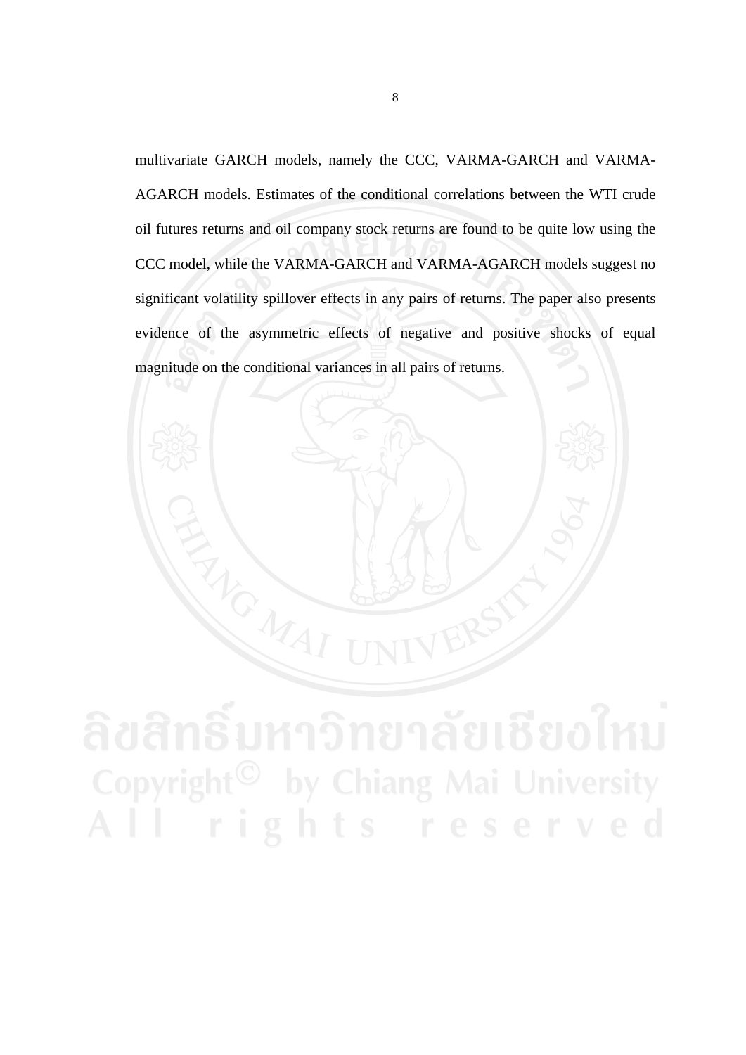multivariate GARCH models, namely the CCC, VARMA-GARCH and VARMA-AGARCH models. Estimates of the conditional correlations between the WTI crude oil futures returns and oil company stock returns are found to be quite low using the CCC model, while the VARMA-GARCH and VARMA-AGARCH models suggest no significant volatility spillover effects in any pairs of returns. The paper also presents evidence of the asymmetric effects of negative and positive shocks of equal magnitude on the conditional variances in all pairs of returns.